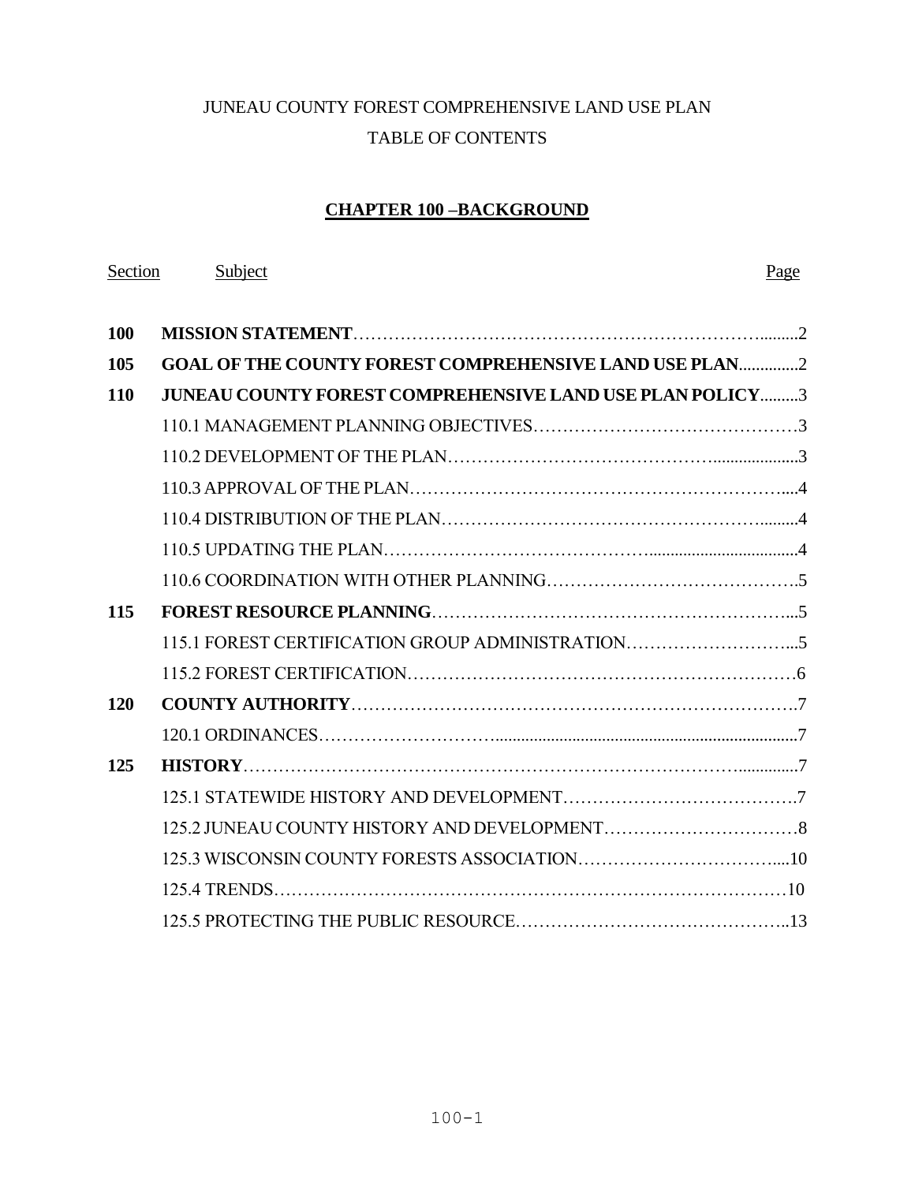# JUNEAU COUNTY FOREST COMPREHENSIVE LAND USE PLAN

## TABLE OF CONTENTS

## CHAPTER 100 –BACKGROUND

| Section | Subject | Page |
|---|---|---|
| **100** | **MISSION STATEMENT** | 2 |
| **105** | **GOAL OF THE COUNTY FOREST COMPREHENSIVE LAND USE PLAN** | 2 |
| **110** | **JUNEAU COUNTY FOREST COMPREHENSIVE LAND USE PLAN POLICY** | 3 |
| | 110.1 MANAGEMENT PLANNING OBJECTIVES | 3 |
| | 110.2 DEVELOPMENT OF THE PLAN | 3 |
| | 110.3 APPROVAL OF THE PLAN | 4 |
| | 110.4 DISTRIBUTION OF THE PLAN | 4 |
| | 110.5 UPDATING THE PLAN | 4 |
| | 110.6 COORDINATION WITH OTHER PLANNING | 5 |
| **115** | **FOREST RESOURCE PLANNING** | 5 |
| | 115.1 FOREST CERTIFICATION GROUP ADMINISTRATION | 5 |
| | 115.2 FOREST CERTIFICATION | 6 |
| **120** | **COUNTY AUTHORITY** | 7 |
| | 120.1 ORDINANCES | 7 |
| **125** | **HISTORY** | 7 |
| | 125.1 STATEWIDE HISTORY AND DEVELOPMENT | 7 |
| | 125.2 JUNEAU COUNTY HISTORY AND DEVELOPMENT | 8 |
| | 125.3 WISCONSIN COUNTY FORESTS ASSOCIATION | 10 |
| | 125.4 TRENDS | 10 |
| | 125.5 PROTECTING THE PUBLIC RESOURCE | 13 |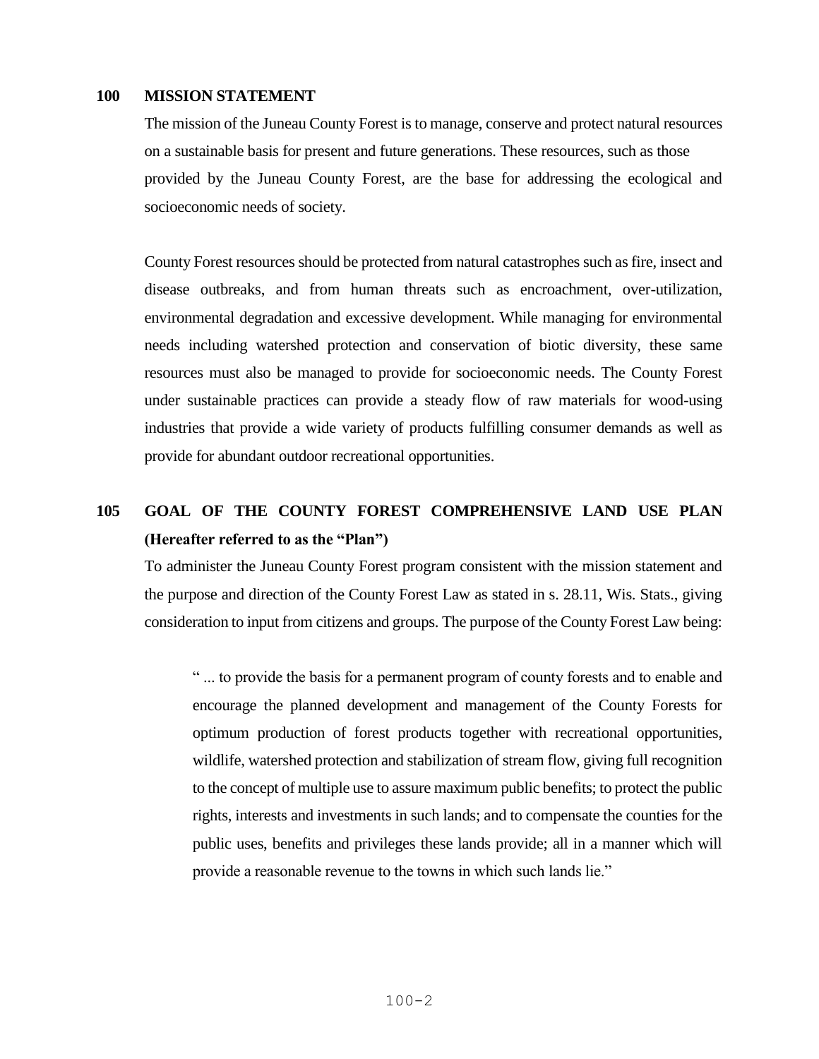## 100 MISSION STATEMENT

The mission of the Juneau County Forest is to manage, conserve and protect natural resources on a sustainable basis for present and future generations. These resources, such as those provided by the Juneau County Forest, are the base for addressing the ecological and socioeconomic needs of society.

County Forest resources should be protected from natural catastrophes such as fire, insect and disease outbreaks, and from human threats such as encroachment, over-utilization, environmental degradation and excessive development. While managing for environmental needs including watershed protection and conservation of biotic diversity, these same resources must also be managed to provide for socioeconomic needs. The County Forest under sustainable practices can provide a steady flow of raw materials for wood-using industries that provide a wide variety of products fulfilling consumer demands as well as provide for abundant outdoor recreational opportunities.

## 105 GOAL OF THE COUNTY FOREST COMPREHENSIVE LAND USE PLAN (Hereafter referred to as the "Plan")

To administer the Juneau County Forest program consistent with the mission statement and the purpose and direction of the County Forest Law as stated in s. 28.11, Wis. Stats., giving consideration to input from citizens and groups. The purpose of the County Forest Law being:

> " ... to provide the basis for a permanent program of county forests and to enable and encourage the planned development and management of the County Forests for optimum production of forest products together with recreational opportunities, wildlife, watershed protection and stabilization of stream flow, giving full recognition to the concept of multiple use to assure maximum public benefits; to protect the public rights, interests and investments in such lands; and to compensate the counties for the public uses, benefits and privileges these lands provide; all in a manner which will provide a reasonable revenue to the towns in which such lands lie."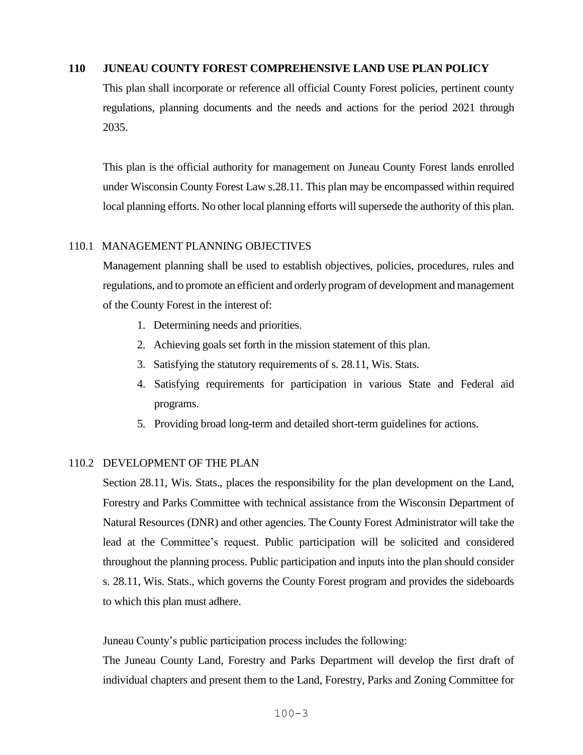## 110 JUNEAU COUNTY FOREST COMPREHENSIVE LAND USE PLAN POLICY

This plan shall incorporate or reference all official County Forest policies, pertinent county regulations, planning documents and the needs and actions for the period 2021 through 2035.

This plan is the official authority for management on Juneau County Forest lands enrolled under Wisconsin County Forest Law s.28.11. This plan may be encompassed within required local planning efforts. No other local planning efforts will supersede the authority of this plan.

### 110.1 MANAGEMENT PLANNING OBJECTIVES

Management planning shall be used to establish objectives, policies, procedures, rules and regulations, and to promote an efficient and orderly program of development and management of the County Forest in the interest of:

1. Determining needs and priorities.
2. Achieving goals set forth in the mission statement of this plan.
3. Satisfying the statutory requirements of s. 28.11, Wis. Stats.
4. Satisfying requirements for participation in various State and Federal aid programs.
5. Providing broad long-term and detailed short-term guidelines for actions.

### 110.2 DEVELOPMENT OF THE PLAN

Section 28.11, Wis. Stats., places the responsibility for the plan development on the Land, Forestry and Parks Committee with technical assistance from the Wisconsin Department of Natural Resources (DNR) and other agencies. The County Forest Administrator will take the lead at the Committee's request. Public participation will be solicited and considered throughout the planning process. Public participation and inputs into the plan should consider s. 28.11, Wis. Stats., which governs the County Forest program and provides the sideboards to which this plan must adhere.

Juneau County's public participation process includes the following:

The Juneau County Land, Forestry and Parks Department will develop the first draft of individual chapters and present them to the Land, Forestry, Parks and Zoning Committee for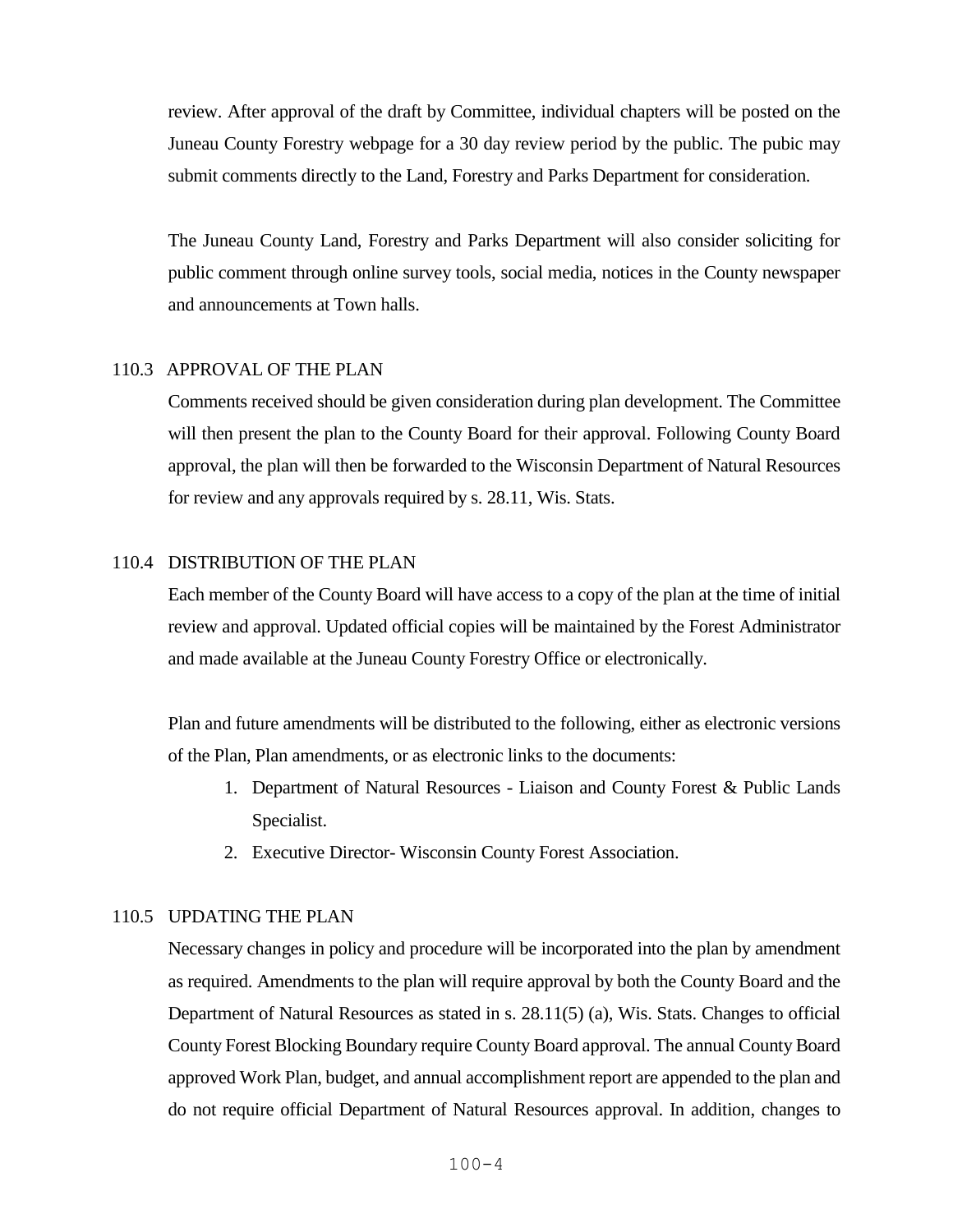review. After approval of the draft by Committee, individual chapters will be posted on the Juneau County Forestry webpage for a 30 day review period by the public. The pubic may submit comments directly to the Land, Forestry and Parks Department for consideration.

The Juneau County Land, Forestry and Parks Department will also consider soliciting for public comment through online survey tools, social media, notices in the County newspaper and announcements at Town halls.

## 110.3 APPROVAL OF THE PLAN

Comments received should be given consideration during plan development. The Committee will then present the plan to the County Board for their approval. Following County Board approval, the plan will then be forwarded to the Wisconsin Department of Natural Resources for review and any approvals required by s. 28.11, Wis. Stats.

## 110.4 DISTRIBUTION OF THE PLAN

Each member of the County Board will have access to a copy of the plan at the time of initial review and approval. Updated official copies will be maintained by the Forest Administrator and made available at the Juneau County Forestry Office or electronically.

Plan and future amendments will be distributed to the following, either as electronic versions of the Plan, Plan amendments, or as electronic links to the documents:

1. Department of Natural Resources - Liaison and County Forest & Public Lands Specialist.
2. Executive Director- Wisconsin County Forest Association.

## 110.5 UPDATING THE PLAN

Necessary changes in policy and procedure will be incorporated into the plan by amendment as required. Amendments to the plan will require approval by both the County Board and the Department of Natural Resources as stated in s. 28.11(5) (a), Wis. Stats. Changes to official County Forest Blocking Boundary require County Board approval. The annual County Board approved Work Plan, budget, and annual accomplishment report are appended to the plan and do not require official Department of Natural Resources approval. In addition, changes to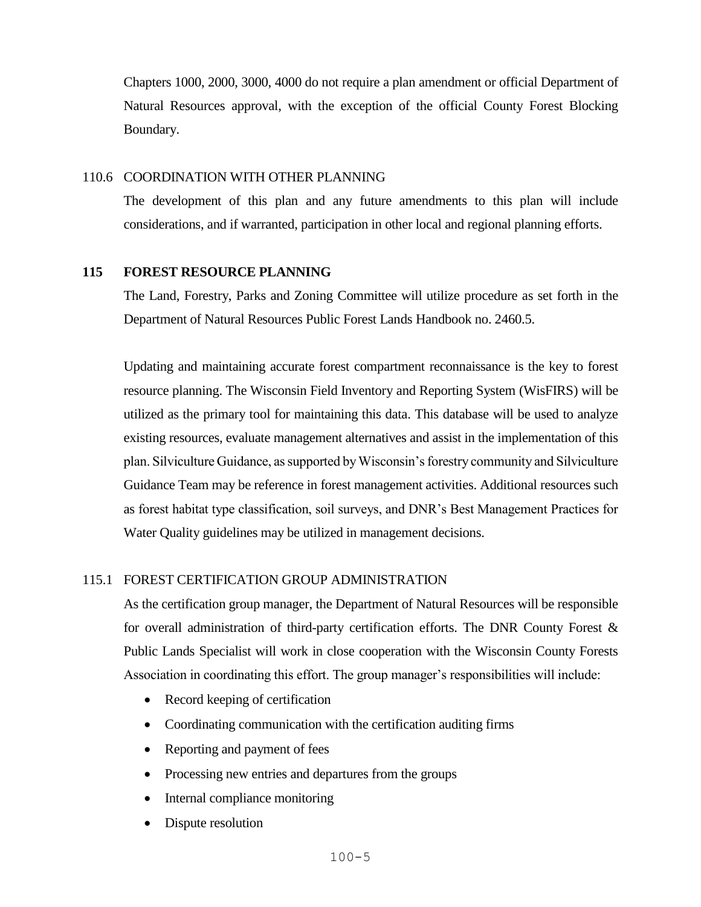Chapters 1000, 2000, 3000, 4000 do not require a plan amendment or official Department of Natural Resources approval, with the exception of the official County Forest Blocking Boundary.

### 110.6 COORDINATION WITH OTHER PLANNING

The development of this plan and any future amendments to this plan will include considerations, and if warranted, participation in other local and regional planning efforts.

## 115 FOREST RESOURCE PLANNING

The Land, Forestry, Parks and Zoning Committee will utilize procedure as set forth in the Department of Natural Resources Public Forest Lands Handbook no. 2460.5.

Updating and maintaining accurate forest compartment reconnaissance is the key to forest resource planning. The Wisconsin Field Inventory and Reporting System (WisFIRS) will be utilized as the primary tool for maintaining this data. This database will be used to analyze existing resources, evaluate management alternatives and assist in the implementation of this plan. Silviculture Guidance, as supported by Wisconsin's forestry community and Silviculture Guidance Team may be reference in forest management activities. Additional resources such as forest habitat type classification, soil surveys, and DNR's Best Management Practices for Water Quality guidelines may be utilized in management decisions.

### 115.1 FOREST CERTIFICATION GROUP ADMINISTRATION

As the certification group manager, the Department of Natural Resources will be responsible for overall administration of third-party certification efforts. The DNR County Forest & Public Lands Specialist will work in close cooperation with the Wisconsin County Forests Association in coordinating this effort. The group manager's responsibilities will include:

- Record keeping of certification
- Coordinating communication with the certification auditing firms
- Reporting and payment of fees
- Processing new entries and departures from the groups
- Internal compliance monitoring
- Dispute resolution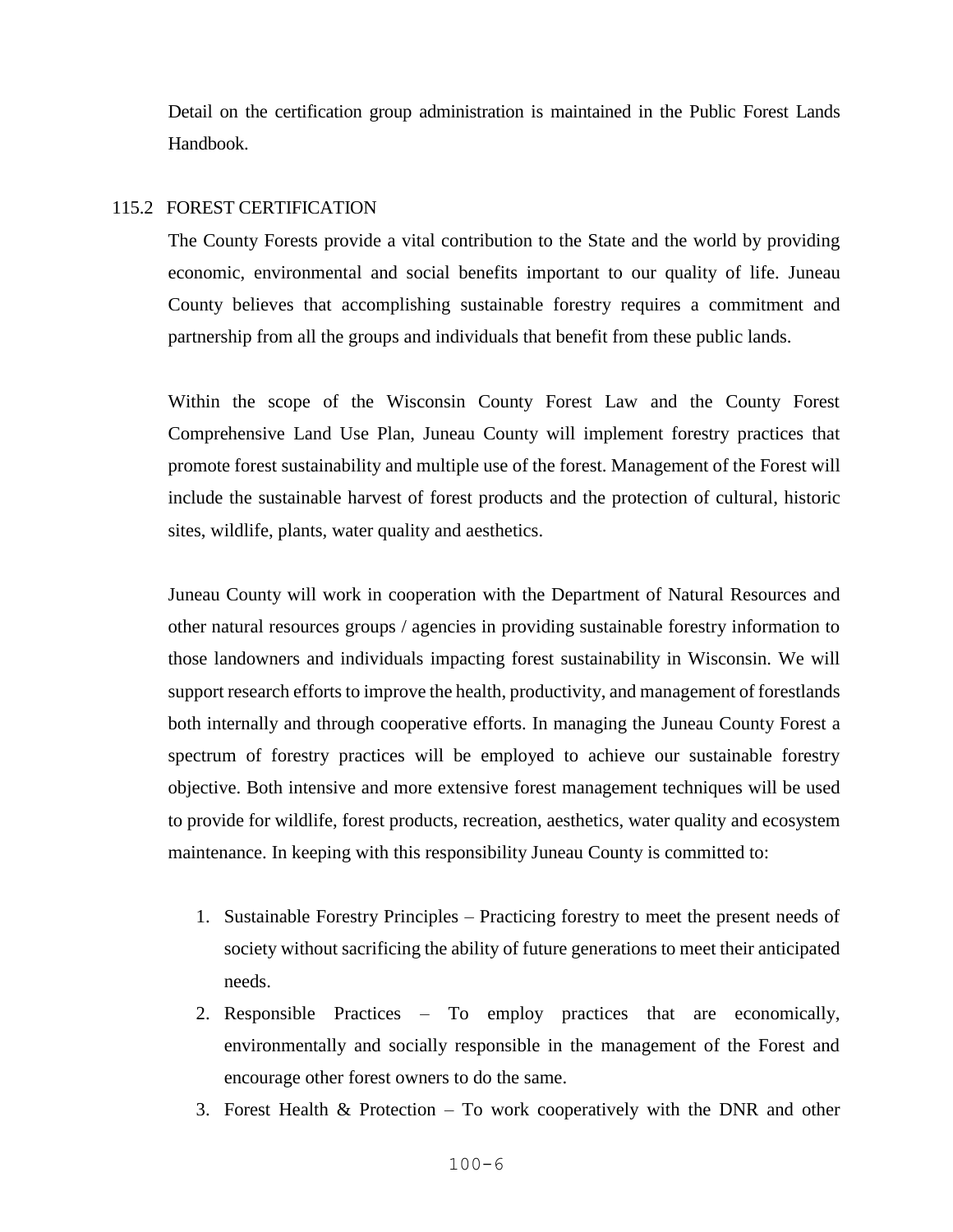Detail on the certification group administration is maintained in the Public Forest Lands Handbook.

### 115.2 FOREST CERTIFICATION

The County Forests provide a vital contribution to the State and the world by providing economic, environmental and social benefits important to our quality of life. Juneau County believes that accomplishing sustainable forestry requires a commitment and partnership from all the groups and individuals that benefit from these public lands.

Within the scope of the Wisconsin County Forest Law and the County Forest Comprehensive Land Use Plan, Juneau County will implement forestry practices that promote forest sustainability and multiple use of the forest. Management of the Forest will include the sustainable harvest of forest products and the protection of cultural, historic sites, wildlife, plants, water quality and aesthetics.

Juneau County will work in cooperation with the Department of Natural Resources and other natural resources groups / agencies in providing sustainable forestry information to those landowners and individuals impacting forest sustainability in Wisconsin. We will support research efforts to improve the health, productivity, and management of forestlands both internally and through cooperative efforts. In managing the Juneau County Forest a spectrum of forestry practices will be employed to achieve our sustainable forestry objective. Both intensive and more extensive forest management techniques will be used to provide for wildlife, forest products, recreation, aesthetics, water quality and ecosystem maintenance. In keeping with this responsibility Juneau County is committed to:

1. Sustainable Forestry Principles – Practicing forestry to meet the present needs of society without sacrificing the ability of future generations to meet their anticipated needs.
2. Responsible Practices – To employ practices that are economically, environmentally and socially responsible in the management of the Forest and encourage other forest owners to do the same.
3. Forest Health & Protection – To work cooperatively with the DNR and other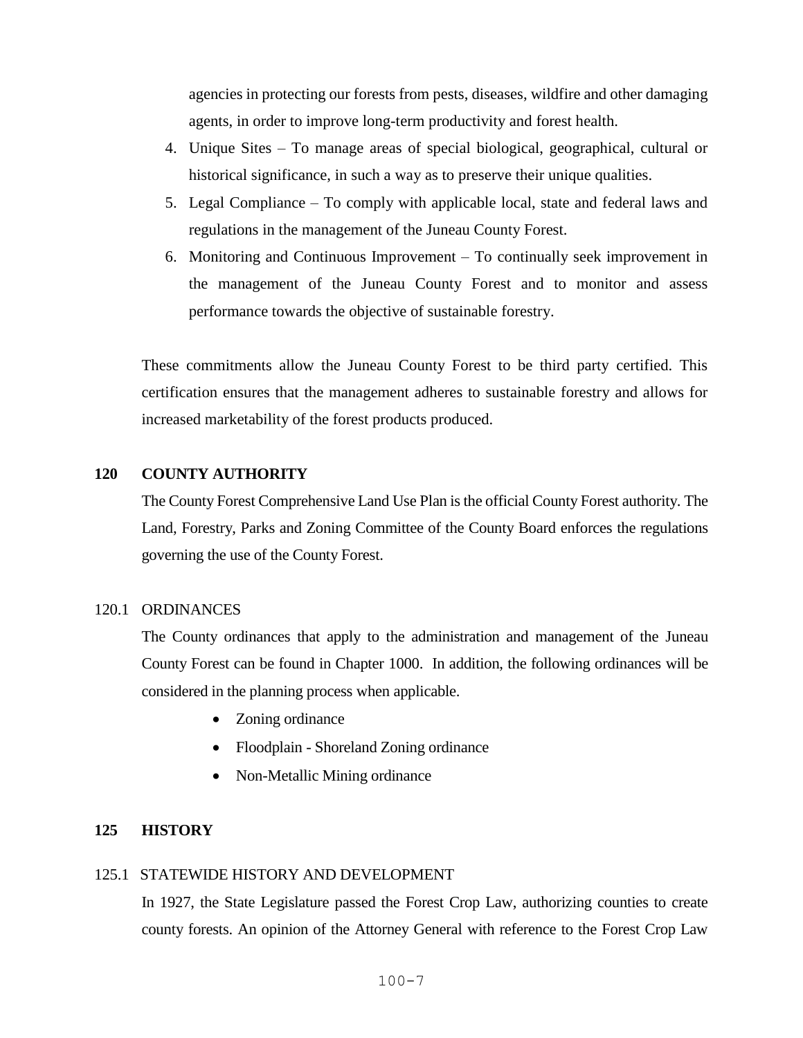agencies in protecting our forests from pests, diseases, wildfire and other damaging agents, in order to improve long-term productivity and forest health.

4. Unique Sites – To manage areas of special biological, geographical, cultural or historical significance, in such a way as to preserve their unique qualities.
5. Legal Compliance – To comply with applicable local, state and federal laws and regulations in the management of the Juneau County Forest.
6. Monitoring and Continuous Improvement – To continually seek improvement in the management of the Juneau County Forest and to monitor and assess performance towards the objective of sustainable forestry.

These commitments allow the Juneau County Forest to be third party certified. This certification ensures that the management adheres to sustainable forestry and allows for increased marketability of the forest products produced.

## 120 COUNTY AUTHORITY

The County Forest Comprehensive Land Use Plan is the official County Forest authority. The Land, Forestry, Parks and Zoning Committee of the County Board enforces the regulations governing the use of the County Forest.

### 120.1 ORDINANCES

The County ordinances that apply to the administration and management of the Juneau County Forest can be found in Chapter 1000. In addition, the following ordinances will be considered in the planning process when applicable.

- Zoning ordinance
- Floodplain - Shoreland Zoning ordinance
- Non-Metallic Mining ordinance

## 125 HISTORY

### 125.1 STATEWIDE HISTORY AND DEVELOPMENT

In 1927, the State Legislature passed the Forest Crop Law, authorizing counties to create county forests. An opinion of the Attorney General with reference to the Forest Crop Law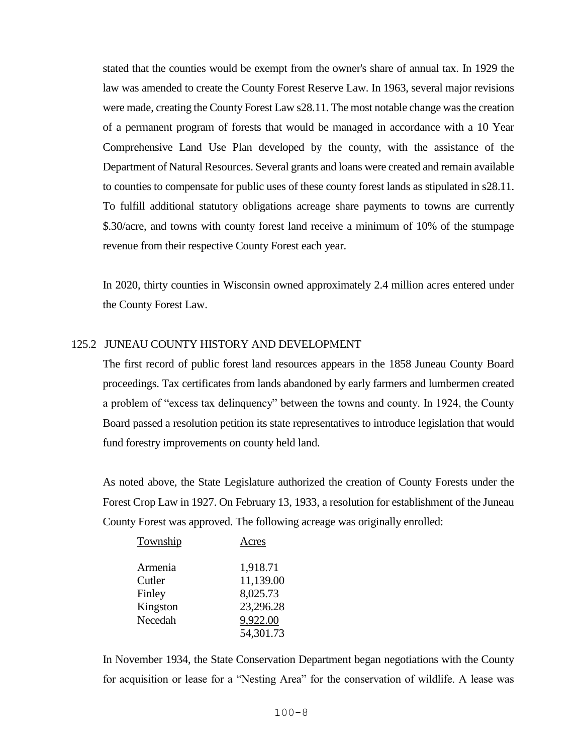stated that the counties would be exempt from the owner's share of annual tax. In 1929 the law was amended to create the County Forest Reserve Law. In 1963, several major revisions were made, creating the County Forest Law s28.11. The most notable change was the creation of a permanent program of forests that would be managed in accordance with a 10 Year Comprehensive Land Use Plan developed by the county, with the assistance of the Department of Natural Resources. Several grants and loans were created and remain available to counties to compensate for public uses of these county forest lands as stipulated in s28.11. To fulfill additional statutory obligations acreage share payments to towns are currently $.30/acre, and towns with county forest land receive a minimum of 10% of the stumpage revenue from their respective County Forest each year.

In 2020, thirty counties in Wisconsin owned approximately 2.4 million acres entered under the County Forest Law.

## 125.2 JUNEAU COUNTY HISTORY AND DEVELOPMENT

The first record of public forest land resources appears in the 1858 Juneau County Board proceedings. Tax certificates from lands abandoned by early farmers and lumbermen created a problem of "excess tax delinquency" between the towns and county. In 1924, the County Board passed a resolution petition its state representatives to introduce legislation that would fund forestry improvements on county held land.

As noted above, the State Legislature authorized the creation of County Forests under the Forest Crop Law in 1927. On February 13, 1933, a resolution for establishment of the Juneau County Forest was approved. The following acreage was originally enrolled:

| Township | Acres |
|---|---|
| Armenia | 1,918.71 |
| Cutler | 11,139.00 |
| Finley | 8,025.73 |
| Kingston | 23,296.28 |
| Necedah | 9,922.00 |
| | 54,301.73 |

In November 1934, the State Conservation Department began negotiations with the County for acquisition or lease for a "Nesting Area" for the conservation of wildlife. A lease was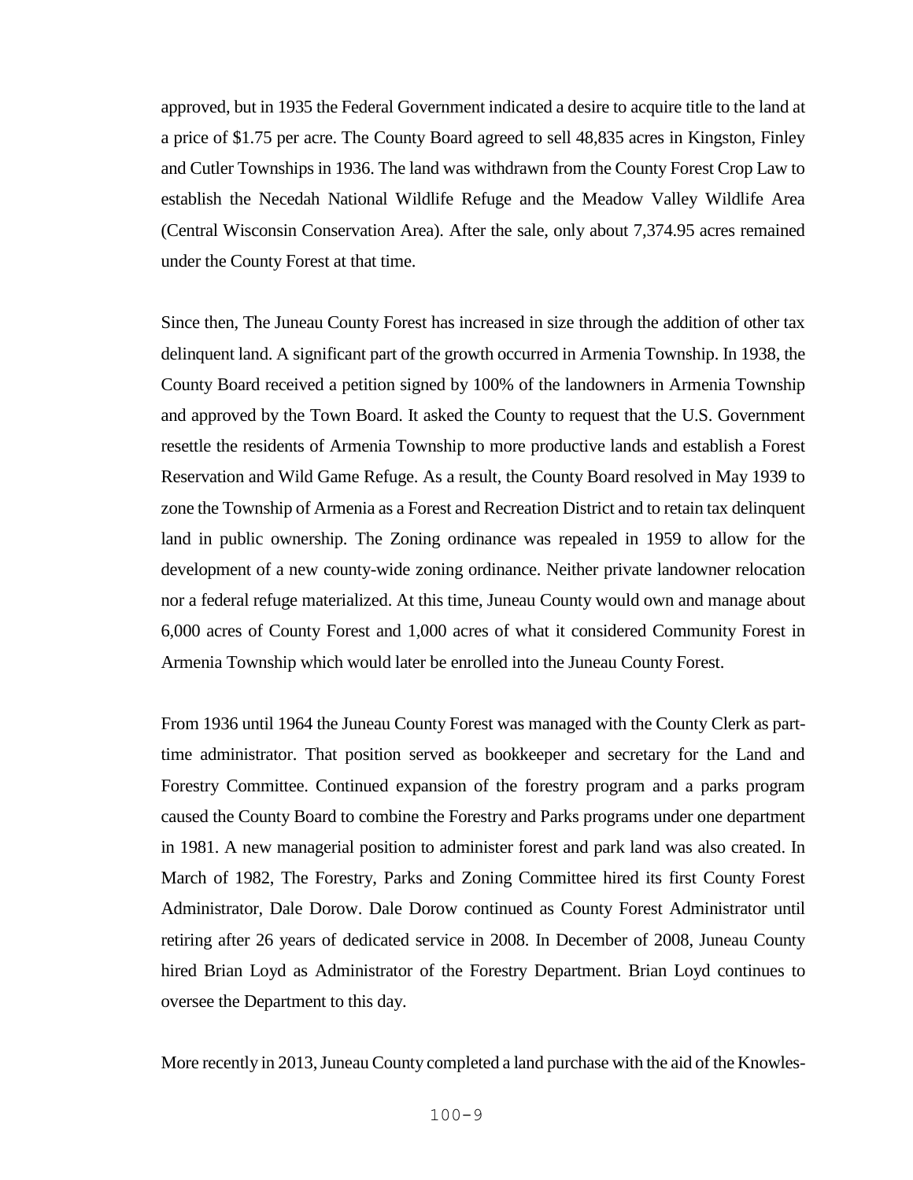approved, but in 1935 the Federal Government indicated a desire to acquire title to the land at a price of $1.75 per acre. The County Board agreed to sell 48,835 acres in Kingston, Finley and Cutler Townships in 1936. The land was withdrawn from the County Forest Crop Law to establish the Necedah National Wildlife Refuge and the Meadow Valley Wildlife Area (Central Wisconsin Conservation Area). After the sale, only about 7,374.95 acres remained under the County Forest at that time.

Since then, The Juneau County Forest has increased in size through the addition of other tax delinquent land. A significant part of the growth occurred in Armenia Township. In 1938, the County Board received a petition signed by 100% of the landowners in Armenia Township and approved by the Town Board. It asked the County to request that the U.S. Government resettle the residents of Armenia Township to more productive lands and establish a Forest Reservation and Wild Game Refuge. As a result, the County Board resolved in May 1939 to zone the Township of Armenia as a Forest and Recreation District and to retain tax delinquent land in public ownership. The Zoning ordinance was repealed in 1959 to allow for the development of a new county-wide zoning ordinance. Neither private landowner relocation nor a federal refuge materialized. At this time, Juneau County would own and manage about 6,000 acres of County Forest and 1,000 acres of what it considered Community Forest in Armenia Township which would later be enrolled into the Juneau County Forest.

From 1936 until 1964 the Juneau County Forest was managed with the County Clerk as part-time administrator. That position served as bookkeeper and secretary for the Land and Forestry Committee. Continued expansion of the forestry program and a parks program caused the County Board to combine the Forestry and Parks programs under one department in 1981. A new managerial position to administer forest and park land was also created. In March of 1982, The Forestry, Parks and Zoning Committee hired its first County Forest Administrator, Dale Dorow. Dale Dorow continued as County Forest Administrator until retiring after 26 years of dedicated service in 2008. In December of 2008, Juneau County hired Brian Loyd as Administrator of the Forestry Department. Brian Loyd continues to oversee the Department to this day.

More recently in 2013, Juneau County completed a land purchase with the aid of the Knowles-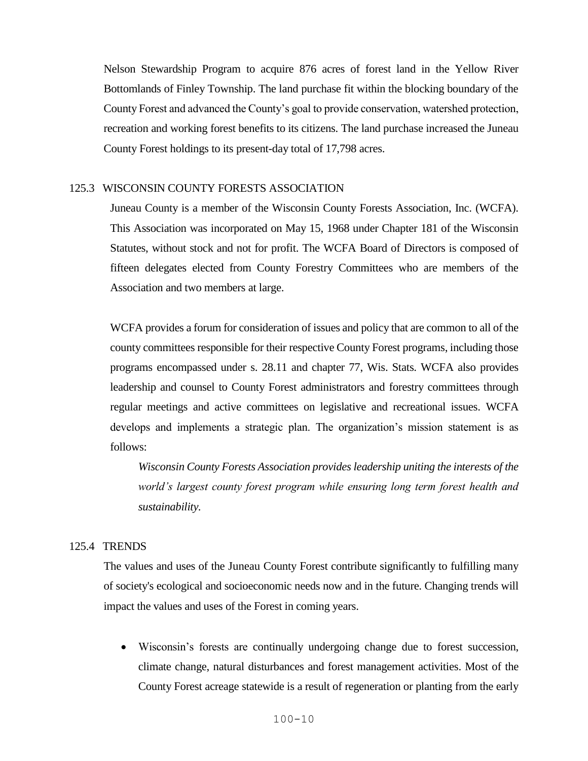Nelson Stewardship Program to acquire 876 acres of forest land in the Yellow River Bottomlands of Finley Township. The land purchase fit within the blocking boundary of the County Forest and advanced the County's goal to provide conservation, watershed protection, recreation and working forest benefits to its citizens. The land purchase increased the Juneau County Forest holdings to its present-day total of 17,798 acres.

## 125.3 WISCONSIN COUNTY FORESTS ASSOCIATION

Juneau County is a member of the Wisconsin County Forests Association, Inc. (WCFA). This Association was incorporated on May 15, 1968 under Chapter 181 of the Wisconsin Statutes, without stock and not for profit. The WCFA Board of Directors is composed of fifteen delegates elected from County Forestry Committees who are members of the Association and two members at large.

WCFA provides a forum for consideration of issues and policy that are common to all of the county committees responsible for their respective County Forest programs, including those programs encompassed under s. 28.11 and chapter 77, Wis. Stats. WCFA also provides leadership and counsel to County Forest administrators and forestry committees through regular meetings and active committees on legislative and recreational issues. WCFA develops and implements a strategic plan. The organization's mission statement is as follows:

> *Wisconsin County Forests Association provides leadership uniting the interests of the world's largest county forest program while ensuring long term forest health and sustainability.*

## 125.4 TRENDS

The values and uses of the Juneau County Forest contribute significantly to fulfilling many of society's ecological and socioeconomic needs now and in the future. Changing trends will impact the values and uses of the Forest in coming years.

- Wisconsin's forests are continually undergoing change due to forest succession, climate change, natural disturbances and forest management activities. Most of the County Forest acreage statewide is a result of regeneration or planting from the early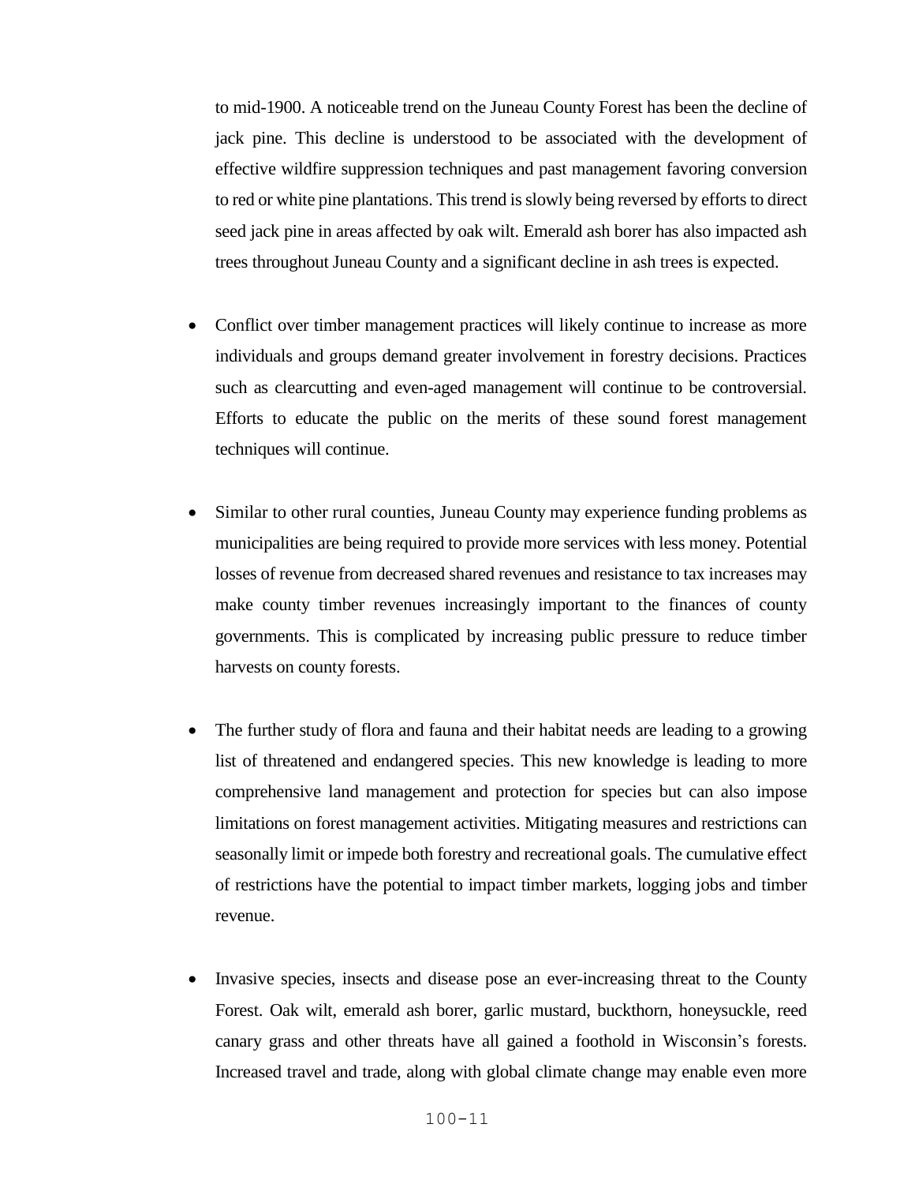to mid-1900. A noticeable trend on the Juneau County Forest has been the decline of jack pine. This decline is understood to be associated with the development of effective wildfire suppression techniques and past management favoring conversion to red or white pine plantations. This trend is slowly being reversed by efforts to direct seed jack pine in areas affected by oak wilt. Emerald ash borer has also impacted ash trees throughout Juneau County and a significant decline in ash trees is expected.

- Conflict over timber management practices will likely continue to increase as more individuals and groups demand greater involvement in forestry decisions. Practices such as clearcutting and even-aged management will continue to be controversial. Efforts to educate the public on the merits of these sound forest management techniques will continue.

- Similar to other rural counties, Juneau County may experience funding problems as municipalities are being required to provide more services with less money. Potential losses of revenue from decreased shared revenues and resistance to tax increases may make county timber revenues increasingly important to the finances of county governments. This is complicated by increasing public pressure to reduce timber harvests on county forests.

- The further study of flora and fauna and their habitat needs are leading to a growing list of threatened and endangered species. This new knowledge is leading to more comprehensive land management and protection for species but can also impose limitations on forest management activities. Mitigating measures and restrictions can seasonally limit or impede both forestry and recreational goals. The cumulative effect of restrictions have the potential to impact timber markets, logging jobs and timber revenue.

- Invasive species, insects and disease pose an ever-increasing threat to the County Forest. Oak wilt, emerald ash borer, garlic mustard, buckthorn, honeysuckle, reed canary grass and other threats have all gained a foothold in Wisconsin's forests. Increased travel and trade, along with global climate change may enable even more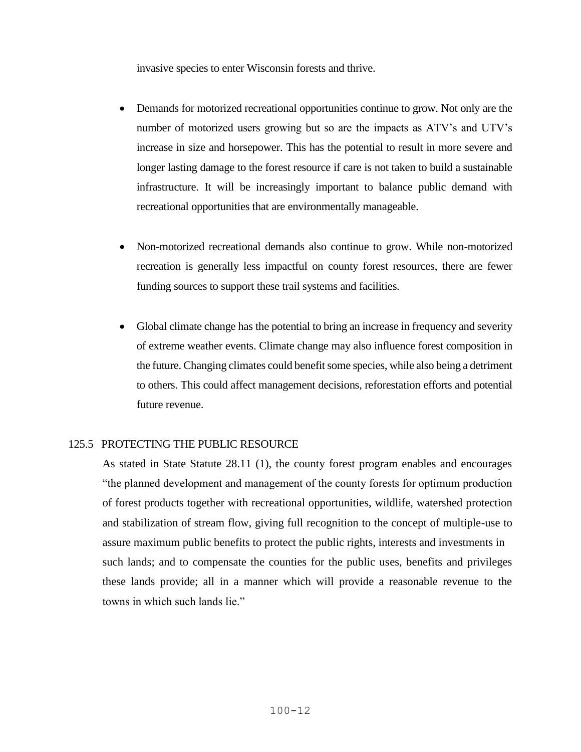invasive species to enter Wisconsin forests and thrive.

- Demands for motorized recreational opportunities continue to grow. Not only are the number of motorized users growing but so are the impacts as ATV's and UTV's increase in size and horsepower. This has the potential to result in more severe and longer lasting damage to the forest resource if care is not taken to build a sustainable infrastructure. It will be increasingly important to balance public demand with recreational opportunities that are environmentally manageable.

- Non-motorized recreational demands also continue to grow. While non-motorized recreation is generally less impactful on county forest resources, there are fewer funding sources to support these trail systems and facilities.

- Global climate change has the potential to bring an increase in frequency and severity of extreme weather events. Climate change may also influence forest composition in the future. Changing climates could benefit some species, while also being a detriment to others. This could affect management decisions, reforestation efforts and potential future revenue.

## 125.5 PROTECTING THE PUBLIC RESOURCE

As stated in State Statute 28.11 (1), the county forest program enables and encourages "the planned development and management of the county forests for optimum production of forest products together with recreational opportunities, wildlife, watershed protection and stabilization of stream flow, giving full recognition to the concept of multiple-use to assure maximum public benefits to protect the public rights, interests and investments in such lands; and to compensate the counties for the public uses, benefits and privileges these lands provide; all in a manner which will provide a reasonable revenue to the towns in which such lands lie."